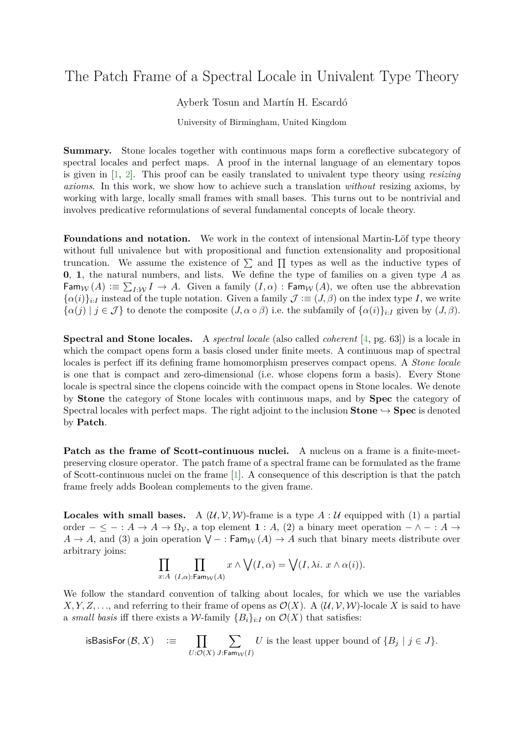# The Patch Frame of a Spectral Locale in Univalent Type Theory

Ayberk Tosun and Martín H. Escardó

University of Birmingham, United Kingdom

**Summary.** Stone locales together with continuous maps form a coreflective subcategory of spectral locales and perfect maps. A proof in the internal language of an elementary topos is given in [1, 2]. This proof can be easily translated to univalent type theory using *resizing axioms*. In this work, we show how to achieve such a translation *without* resizing axioms, by working with large, locally small frames with small bases. This turns out to be nontrivial and involves predicative reformulations of several fundamental concepts of locale theory.

**Foundations and notation.** We work in the context of intensional Martin-Löf type theory without full univalence but with propositional and function extensionality and propositional truncation. We assume the existence of $\sum$ and $\prod$ types as well as the inductive types of $\mathbf{0}$, $\mathbf{1}$, the natural numbers, and lists. We define the type of families on a given type $A$ as $\mathsf{Fam}_{\mathcal{W}}(A) :\equiv \sum_{I:\mathcal{W}} I \to A$. Given a family $(I, \alpha) : \mathsf{Fam}_{\mathcal{W}}(A)$, we often use the abbrevation $\{\alpha(i)\}_{i:I}$ instead of the tuple notation. Given a family $\mathcal{J} :\equiv (J, \beta)$ on the index type $I$, we write $\{\alpha(j) \mid j \in \mathcal{J}\}$ to denote the composite $(J, \alpha \circ \beta)$ i.e. the subfamily of $\{\alpha(i)\}_{i:I}$ given by $(J, \beta)$.

**Spectral and Stone locales.** A *spectral locale* (also called *coherent* [4, pg. 63]) is a locale in which the compact opens form a basis closed under finite meets. A continuous map of spectral locales is perfect iff its defining frame homomorphism preserves compact opens. A *Stone locale* is one that is compact and zero-dimensional (i.e. whose clopens form a basis). Every Stone locale is spectral since the clopens coincide with the compact opens in Stone locales. We denote by **Stone** the category of Stone locales with continuous maps, and by **Spec** the category of Spectral locales with perfect maps. The right adjoint to the inclusion **Stone** $\hookrightarrow$ **Spec** is denoted by **Patch**.

**Patch as the frame of Scott-continuous nuclei.** A nucleus on a frame is a finite-meet-preserving closure operator. The patch frame of a spectral frame can be formulated as the frame of Scott-continuous nuclei on the frame [1]. A consequence of this description is that the patch frame freely adds Boolean complements to the given frame.

**Locales with small bases.** A $(\mathcal{U}, \mathcal{V}, \mathcal{W})$-frame is a type $A : \mathcal{U}$ equipped with (1) a partial order $- \leq - : A \to A \to \Omega_{\mathcal{V}}$, a top element $\mathbf{1} : A$, (2) a binary meet operation $- \wedge - : A \to A \to A$, and (3) a join operation $\bigvee - : \mathsf{Fam}_{\mathcal{W}}(A) \to A$ such that binary meets distribute over arbitrary joins:

$$\prod_{x:A} \prod_{(I,\alpha):\mathsf{Fam}_{\mathcal{W}}(A)} x \wedge \bigvee(I, \alpha) = \bigvee(I, \lambda i.\ x \wedge \alpha(i)).$$

We follow the standard convention of talking about locales, for which we use the variables $X, Y, Z, \ldots$, and referring to their frame of opens as $\mathcal{O}(X)$. A $(\mathcal{U}, \mathcal{V}, \mathcal{W})$-locale $X$ is said to have a *small basis* iff there exists a $\mathcal{W}$-family $\{B_i\}_{i:I}$ on $\mathcal{O}(X)$ that satisfies:

$$\mathsf{isBasisFor}(\mathcal{B}, X) \quad :\equiv \quad \prod_{U:\mathcal{O}(X)} \sum_{J:\mathsf{Fam}_{\mathcal{W}}(I)} U \text{ is the least upper bound of } \{B_j \mid j \in J\}.$$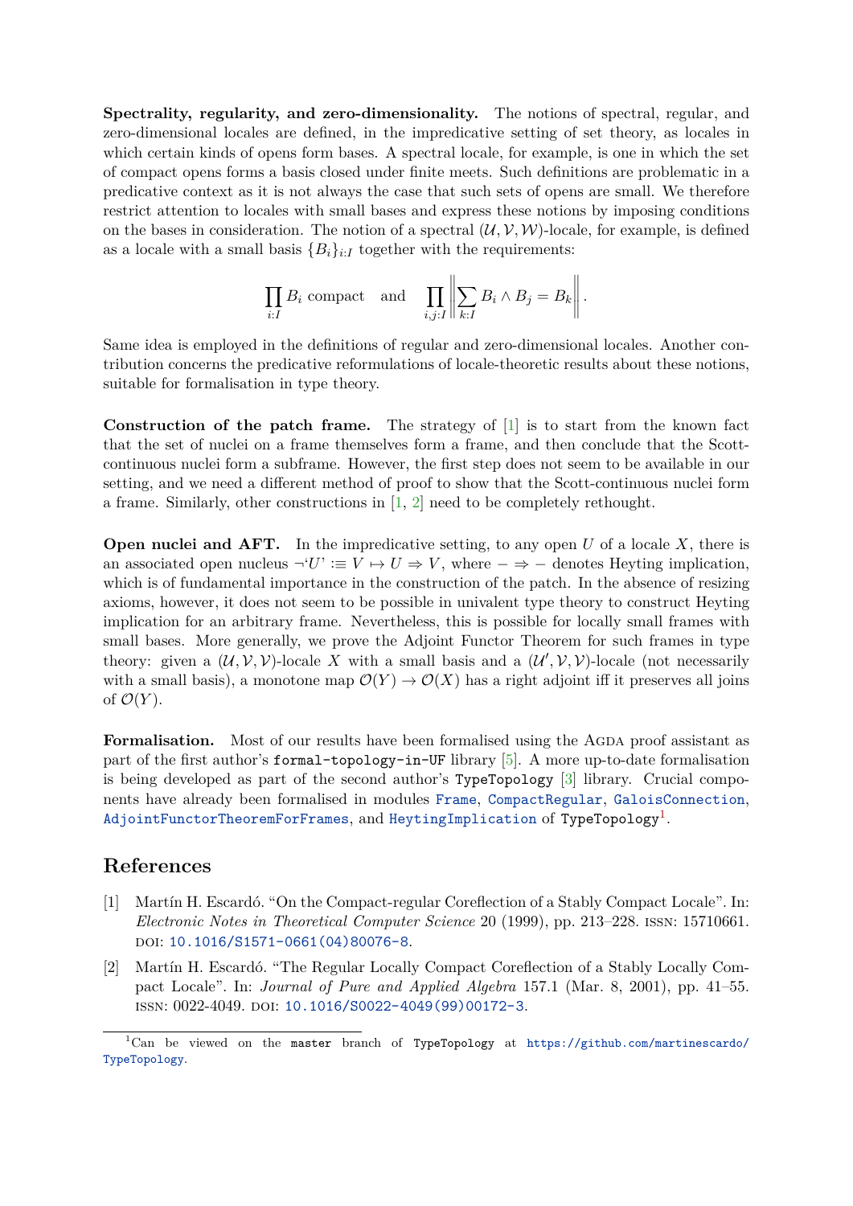**Spectrality, regularity, and zero-dimensionality.** The notions of spectral, regular, and zero-dimensional locales are defined, in the impredicative setting of set theory, as locales in which certain kinds of opens form bases. A spectral locale, for example, is one in which the set of compact opens forms a basis closed under finite meets. Such definitions are problematic in a predicative context as it is not always the case that such sets of opens are small. We therefore restrict attention to locales with small bases and express these notions by imposing conditions on the bases in consideration. The notion of a spectral $(\mathcal{U}, \mathcal{V}, \mathcal{W})$-locale, for example, is defined as a locale with a small basis $\{B_i\}_{i:I}$ together with the requirements:

$$\prod_{i:I} B_i \text{ compact} \quad \text{and} \quad \prod_{i,j:I} \left\| \sum_{k:I} B_i \wedge B_j = B_k \right\|.$$

Same idea is employed in the definitions of regular and zero-dimensional locales. Another contribution concerns the predicative reformulations of locale-theoretic results about these notions, suitable for formalisation in type theory.

**Construction of the patch frame.** The strategy of [1] is to start from the known fact that the set of nuclei on a frame themselves form a frame, and then conclude that the Scott-continuous nuclei form a subframe. However, the first step does not seem to be available in our setting, and we need a different method of proof to show that the Scott-continuous nuclei form a frame. Similarly, other constructions in [1, 2] need to be completely rethought.

**Open nuclei and AFT.** In the impredicative setting, to any open $U$ of a locale $X$, there is an associated open nucleus $\neg`U' :\equiv V \mapsto U \Rightarrow V$, where $- \Rightarrow -$ denotes Heyting implication, which is of fundamental importance in the construction of the patch. In the absence of resizing axioms, however, it does not seem to be possible in univalent type theory to construct Heyting implication for an arbitrary frame. Nevertheless, this is possible for locally small frames with small bases. More generally, we prove the Adjoint Functor Theorem for such frames in type theory: given a $(\mathcal{U}, \mathcal{V}, \mathcal{V})$-locale $X$ with a small basis and a $(\mathcal{U}', \mathcal{V}, \mathcal{V})$-locale (not necessarily with a small basis), a monotone map $\mathcal{O}(Y) \to \mathcal{O}(X)$ has a right adjoint iff it preserves all joins of $\mathcal{O}(Y)$.

**Formalisation.** Most of our results have been formalised using the Agda proof assistant as part of the first author's `formal-topology-in-UF` library [5]. A more up-to-date formalisation is being developed as part of the second author's `TypeTopology` [3] library. Crucial components have already been formalised in modules `Frame`, `CompactRegular`, `GaloisConnection`, `AdjointFunctorTheoremForFrames`, and `HeytingImplication` of `TypeTopology`[1].

## References

[1] Martín H. Escardó. "On the Compact-regular Coreflection of a Stably Compact Locale". In: *Electronic Notes in Theoretical Computer Science* 20 (1999), pp. 213–228. ISSN: 15710661. DOI: 10.1016/S1571-0661(04)80076-8.

[2] Martín H. Escardó. "The Regular Locally Compact Coreflection of a Stably Locally Compact Locale". In: *Journal of Pure and Applied Algebra* 157.1 (Mar. 8, 2001), pp. 41–55. ISSN: 0022-4049. DOI: 10.1016/S0022-4049(99)00172-3.

[1] Can be viewed on the `master` branch of `TypeTopology` at https://github.com/martinescardo/TypeTopology.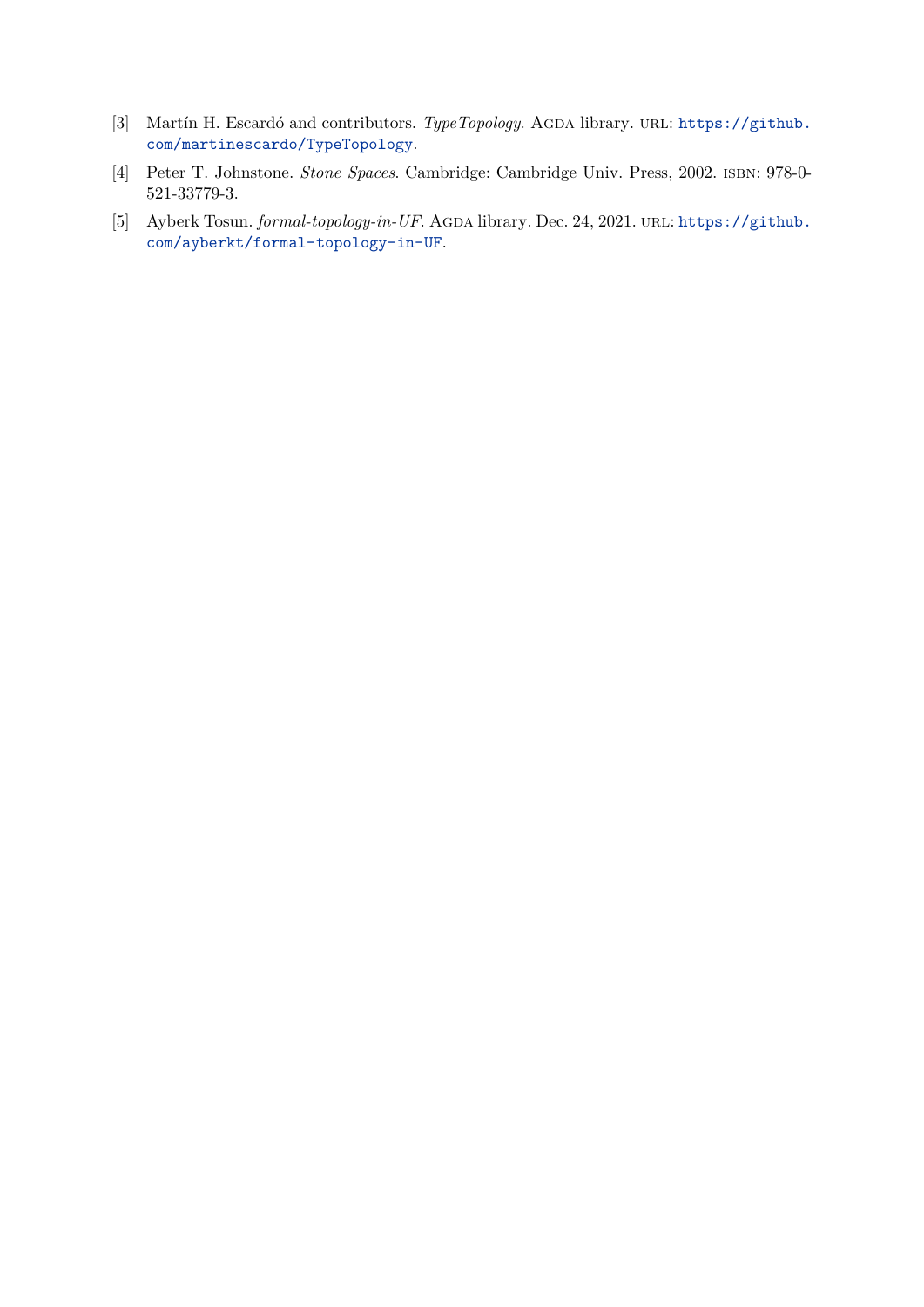[3] Martín H. Escardó and contributors. *TypeTopology*. Agda library. url: https://github.com/martinescardo/TypeTopology.

[4] Peter T. Johnstone. *Stone Spaces*. Cambridge: Cambridge Univ. Press, 2002. isbn: 978-0-521-33779-3.

[5] Ayberk Tosun. *formal-topology-in-UF*. Agda library. Dec. 24, 2021. url: https://github.com/ayberkt/formal-topology-in-UF.